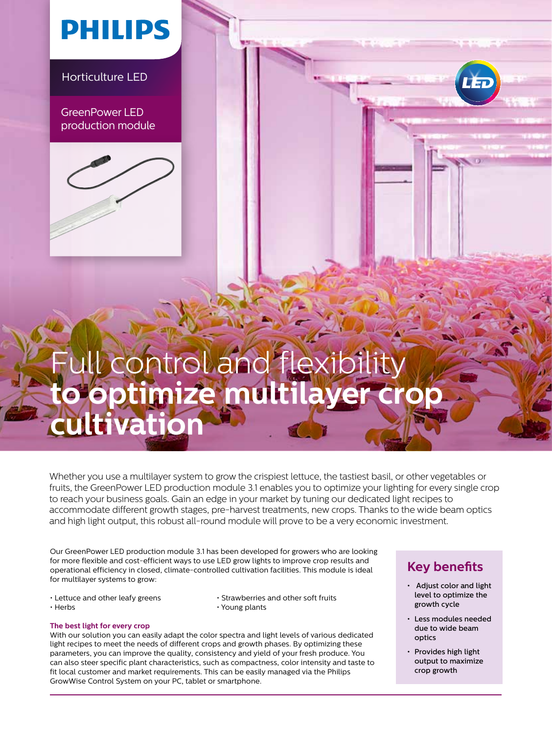# PHILIPS

Horticulture LED

GreenPower LED production module

# Full control and flexibility **to optimize multilayer crop cultivation**

Whether you use a multilayer system to grow the crispiest lettuce, the tastiest basil, or other vegetables or fruits, the GreenPower LED production module 3.1 enables you to optimize your lighting for every single crop to reach your business goals. Gain an edge in your market by tuning our dedicated light recipes to accommodate different growth stages, pre-harvest treatments, new crops. Thanks to the wide beam optics and high light output, this robust all-round module will prove to be a very economic investment.

Our GreenPower LED production module 3.1 has been developed for growers who are looking for more flexible and cost-efficient ways to use LED grow lights to improve crop results and operational efficiency in closed, climate-controlled cultivation facilities. This module is ideal for multilayer systems to grow:

- Lettuce and other leafy greens
- Herbs
- Strawberries and other soft fruits
- Young plants

### The best light for every crop

With our solution you can easily adapt the color spectra and light levels of various dedicated light recipes to meet the needs of different crops and growth phases. By optimizing these parameters, you can improve the quality, consistency and yield of your fresh produce. You can also steer specific plant characteristics, such as compactness, color intensity and taste to fit local customer and market requirements. This can be easily managed via the Philips GrowWise Control System on your PC, tablet or smartphone.

## Key benefits

- Adjust color and light level to optimize the growth cycle
- Less modules needed due to wide beam optics
- Provides high light output to maximize crop growth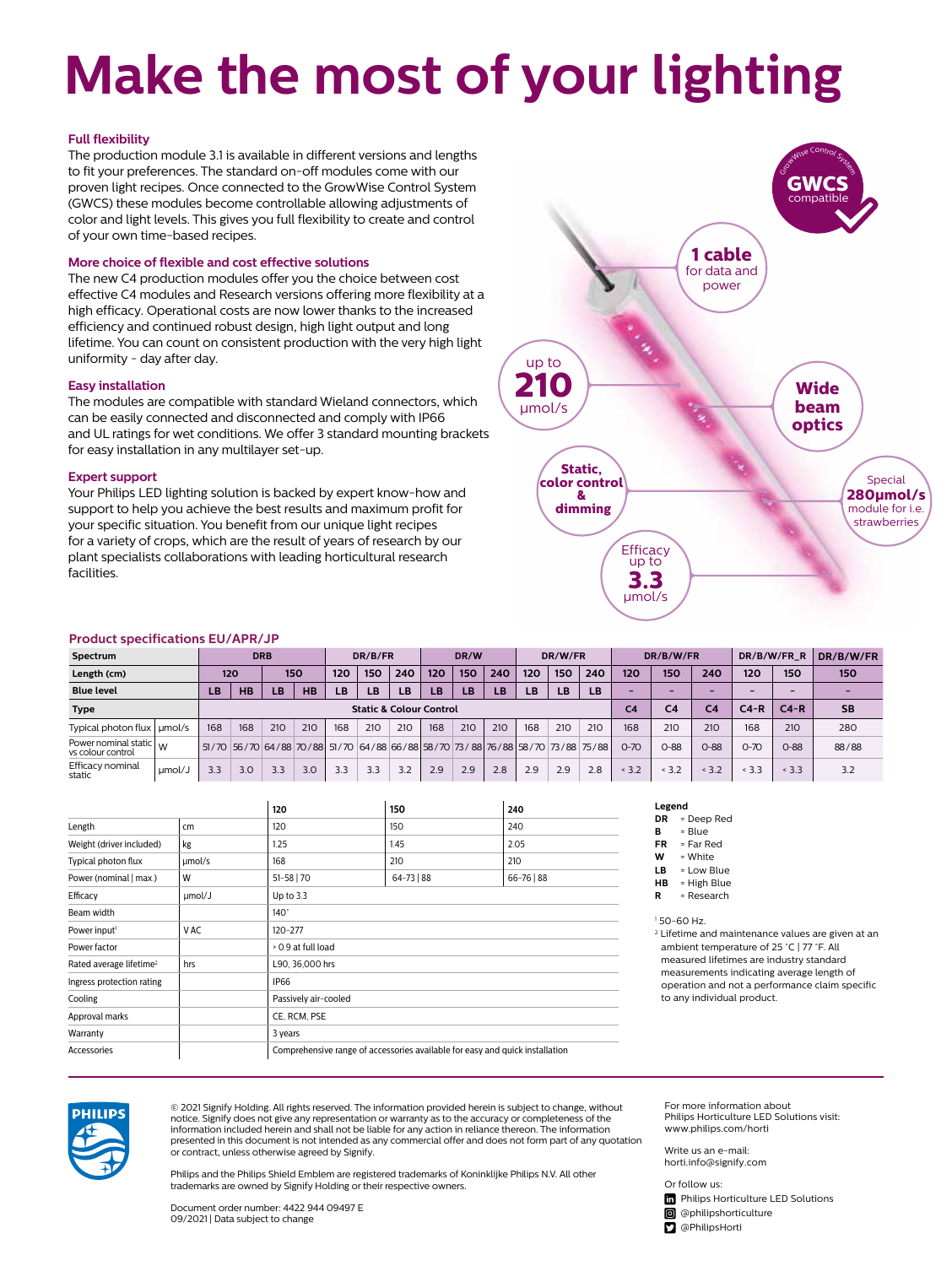# Make the most of your lighting

### Full flexibility

The production module 3.1 is available in different versions and lengths to fit your preferences. The standard on-off modules come with our proven light recipes. Once connected to the GrowWise Control System (GWCS) these modules become controllable allowing adjustments of color and light levels. This gives you full flexibility to create and control of your own time-based recipes.

### More choice of flexible and cost effective solutions

The new C4 production modules offer you the choice between cost effective C4 modules and Research versions offering more flexibility at a high efficacy. Operational costs are now lower thanks to the increased efficiency and continued robust design, high light output and long lifetime. You can count on consistent production with the very high light uniformity - day after day.

### Easy installation

The modules are compatible with standard Wieland connectors, which can be easily connected and disconnected and comply with IP66 and UL ratings for wet conditions. We offer 3 standard mounting brackets for easy installation in any multilayer set-up.

### Expert support

Your Philips LED lighting solution is backed by expert know-how and support to help you achieve the best results and maximum profit for your specific situation. You benefit from our unique light recipes for a variety of crops, which are the result of years of research by our plant specialists collaborations with leading horticultural research facilities.

GrowWise Control System
**GWCS** compatible

**1 cable** for data and power

up to **210** µmol/s

**Wide beam optics**

**Static, color control & dimming**

Special **280µmol/s** module for i.e. strawberries

Efficacy up to **3.3** µmol/s

### Product specifications EU/APR/JP

| Spectrum | | DRB | | | | DR/B/FR | | | DR/W | | | DR/W/FR | | | DR/B/W/FR | | | DR/B/W/FR_R | | DR/B/W/FR |
|---|---|---|---|---|---|---|---|---|---|---|---|---|---|---|---|---|---|---|---|---|
| **Length (cm)** | | 120 | | 150 | | 120 | 150 | 240 | 120 | 150 | 240 | 120 | 150 | 240 | 120 | 150 | 240 | 120 | 150 | 150 |
| **Blue level** | | LB | HB | LB | HB | LB | LB | LB | LB | LB | LB | LB | LB | LB | - | - | - | - | - | - |
| **Type** | | Static & Colour Control | | | | | | | | | | | | | C4 | C4 | C4 | C4-R | C4-R | SB |
| Typical photon flux | µmol/s | 168 | 168 | 210 | 210 | 168 | 210 | 210 | 168 | 210 | 210 | 168 | 210 | 210 | 168 | 210 | 210 | 168 | 210 | 280 |
| Power nominal static vs colour control | W | 51/70 | 56/70 | 64/88 | 70/88 | 51/70 | 64/88 | 66/88 | 58/70 | 73/88 | 76/88 | 58/70 | 73/88 | 75/88 | 0-70 | 0-88 | 0-88 | 0-70 | 0-88 | 88/88 |
| Efficacy nominal static | µmol/J | 3.3 | 3.0 | 3.3 | 3.0 | 3.3 | 3.3 | 3.2 | 2.9 | 2.9 | 2.8 | 2.9 | 2.9 | 2.8 | < 3.2 | < 3.2 | < 3.2 | < 3.3 | < 3.3 | 3.2 |

| | | 120 | 150 | 240 |
|---|---|---|---|---|
| Length | cm | 120 | 150 | 240 |
| Weight (driver included) | kg | 1.25 | 1.45 | 2.05 |
| Typical photon flux | µmol/s | 168 | 210 | 210 |
| Power (nominal \| max.) | W | 51-58 \| 70 | 64-73 \| 88 | 66-76 \| 88 |
| Efficacy | µmol/J | Up to 3.3 | | |
| Beam width | | 140° | | |
| Power input[1] | V AC | 120-277 | | |
| Power factor | | > 0.9 at full load | | |
| Rated average lifetime[2] | hrs | L90, 36,000 hrs | | |
| Ingress protection rating | | IP66 | | |
| Cooling | | Passively air-cooled | | |
| Approval marks | | CE, RCM, PSE | | |
| Warranty | | 3 years | | |
| Accessories | | Comprehensive range of accessories available for easy and quick installation | | |

**Legend**

- **DR** = Deep Red
- **B** = Blue
- **FR** = Far Red
- **W** = White
- **LB** = Low Blue
- **HB** = High Blue
- **R** = Research

[1] 50-60 Hz.

[2] Lifetime and maintenance values are given at an ambient temperature of 25 °C | 77 °F. All measured lifetimes are industry standard measurements indicating average length of operation and not a performance claim specific to any individual product.

---

© 2021 Signify Holding. All rights reserved. The information provided herein is subject to change, without notice. Signify does not give any representation or warranty as to the accuracy or completeness of the information included herein and shall not be liable for any action in reliance thereon. The information presented in this document is not intended as any commercial offer and does not form part of any quotation or contract, unless otherwise agreed by Signify.

Philips and the Philips Shield Emblem are registered trademarks of Koninklijke Philips N.V. All other trademarks are owned by Signify Holding or their respective owners.

Document order number: 4422 944 09497 E
09/2021 | Data subject to change

For more information about Philips Horticulture LED Solutions visit: www.philips.com/horti

Write us an e-mail: horti.info@signify.com

Or follow us:

- Philips Horticulture LED Solutions
- @philipshorticulture
- @PhilipsHorti